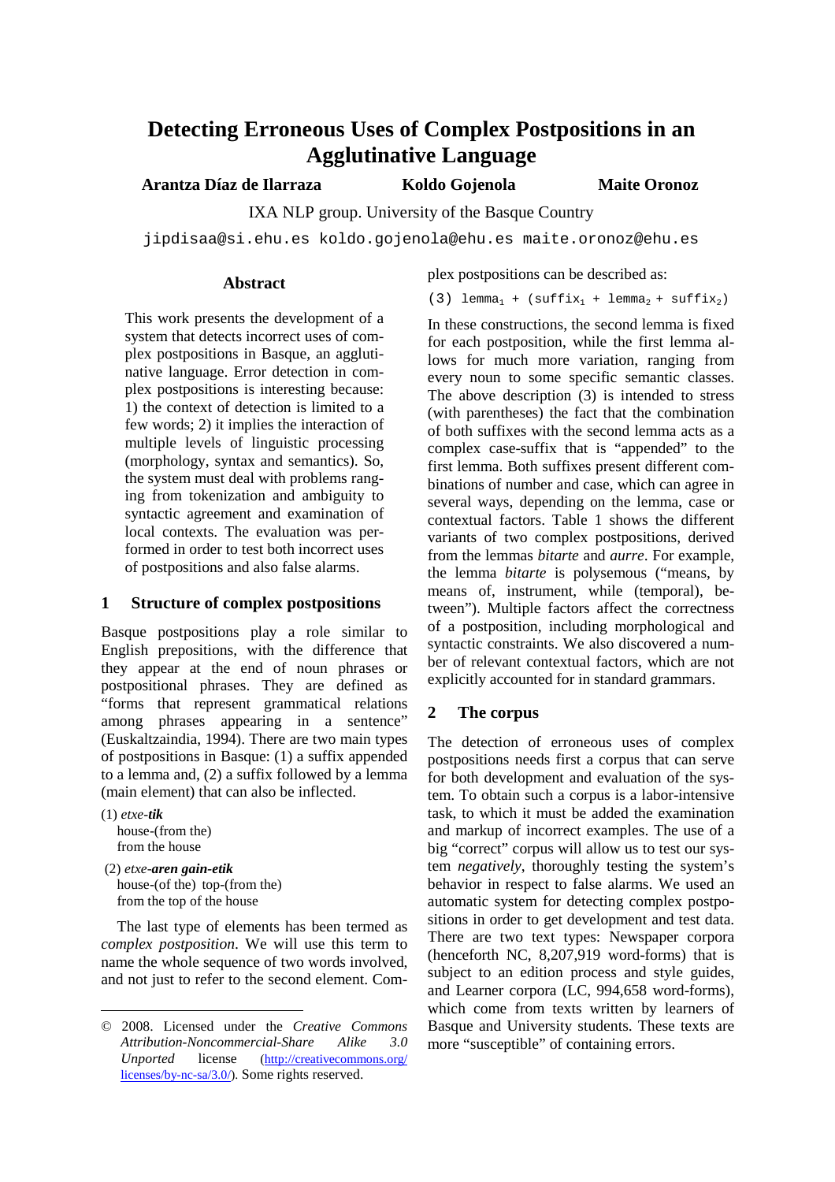# Detecting Erroneous Uses of Complex Postpositions in an Agglutinative Language

**Arantza Díaz de Ilarraza** **Koldo Gojenola** **Maite Oronoz**

IXA NLP group. University of the Basque Country

jipdisaa@si.ehu.es koldo.gojenola@ehu.es maite.oronoz@ehu.es

## Abstract

This work presents the development of a system that detects incorrect uses of complex postpositions in Basque, an agglutinative language. Error detection in complex postpositions is interesting because: 1) the context of detection is limited to a few words; 2) it implies the interaction of multiple levels of linguistic processing (morphology, syntax and semantics). So, the system must deal with problems ranging from tokenization and ambiguity to syntactic agreement and examination of local contexts. The evaluation was performed in order to test both incorrect uses of postpositions and also false alarms.

## 1 Structure of complex postpositions

Basque postpositions play a role similar to English prepositions, with the difference that they appear at the end of noun phrases or postpositional phrases. They are defined as "forms that represent grammatical relations among phrases appearing in a sentence" (Euskaltzaindia, 1994). There are two main types of postpositions in Basque: (1) a suffix appended to a lemma and, (2) a suffix followed by a lemma (main element) that can also be inflected.

(1) *etxe-**tik***
house-(from the)
from the house

(2) *etxe-**aren gain-etik***
house-(of the) top-(from the)
from the top of the house

The last type of elements has been termed as *complex postposition*. We will use this term to name the whole sequence of two words involved, and not just to refer to the second element. Complex postpositions can be described as:

(3) $\text{lemma}_1$ + ($\text{suffix}_1$ + $\text{lemma}_2$ + $\text{suffix}_2$)

In these constructions, the second lemma is fixed for each postposition, while the first lemma allows for much more variation, ranging from every noun to some specific semantic classes. The above description (3) is intended to stress (with parentheses) the fact that the combination of both suffixes with the second lemma acts as a complex case-suffix that is "appended" to the first lemma. Both suffixes present different combinations of number and case, which can agree in several ways, depending on the lemma, case or contextual factors. Table 1 shows the different variants of two complex postpositions, derived from the lemmas *bitarte* and *aurre*. For example, the lemma *bitarte* is polysemous ("means, by means of, instrument, while (temporal), between"). Multiple factors affect the correctness of a postposition, including morphological and syntactic constraints. We also discovered a number of relevant contextual factors, which are not explicitly accounted for in standard grammars.

## 2 The corpus

The detection of erroneous uses of complex postpositions needs first a corpus that can serve for both development and evaluation of the system. To obtain such a corpus is a labor-intensive task, to which it must be added the examination and markup of incorrect examples. The use of a big "correct" corpus will allow us to test our system *negatively*, thoroughly testing the system's behavior in respect to false alarms. We used an automatic system for detecting complex postpositions in order to get development and test data. There are two text types: Newspaper corpora (henceforth NC, 8,207,919 word-forms) that is subject to an edition process and style guides, and Learner corpora (LC, 994,658 word-forms), which come from texts written by learners of Basque and University students. These texts are more "susceptible" of containing errors.

© 2008. Licensed under the *Creative Commons Attribution-Noncommercial-Share Alike 3.0 Unported* license (http://creativecommons.org/licenses/by-nc-sa/3.0/). Some rights reserved.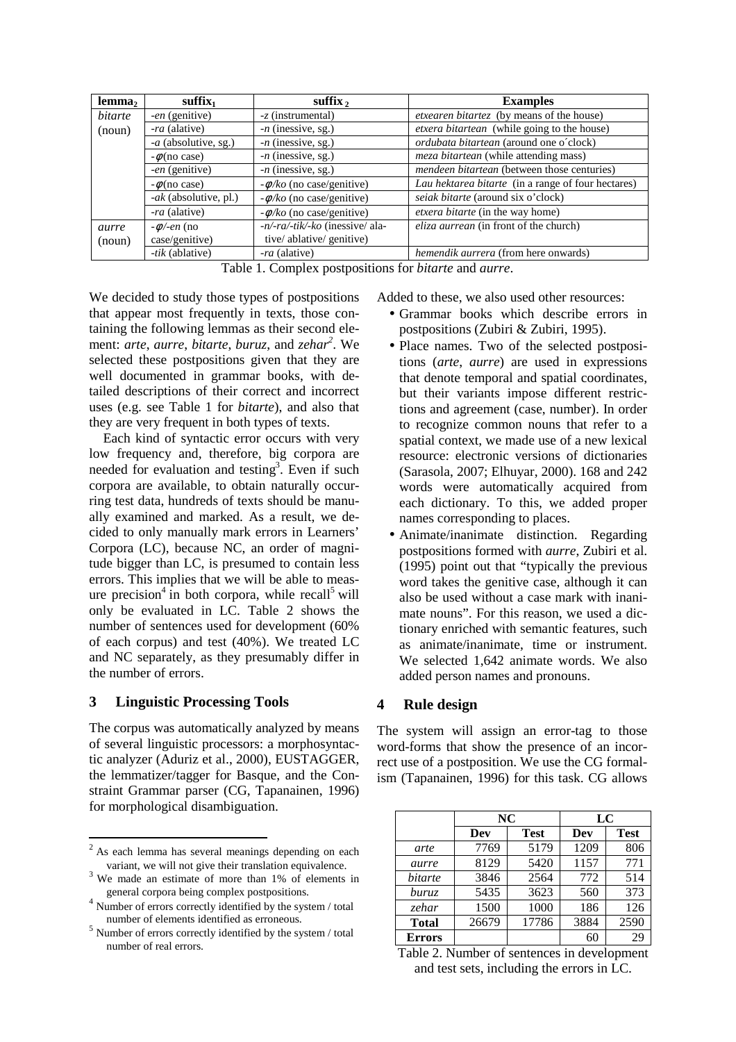| $lemma_2$ | $suffix_1$ | $suffix_2$ | Examples |
|---|---|---|---|
| *bitarte* (noun) | *-en* (genitive) | *-z* (instrumental) | *etxearen bitartez* (by means of the house) |
| | *-ra* (alative) | *-n* (inessive, sg.) | *etxera bitartean* (while going to the house) |
| | *-a* (absolutive, sg.) | *-n* (inessive, sg.) | *ordubata bitartean* (around one o´clock) |
| | *-φ*(no case) | *-n* (inessive, sg.) | *meza bitartean* (while attending mass) |
| | *-en* (genitive) | *-n* (inessive, sg.) | *mendeen bitartean* (between those centuries) |
| | *-φ*(no case) | *-φ/ko* (no case/genitive) | *Lau hektarea bitarte* (in a range of four hectares) |
| | *-ak* (absolutive, pl.) | *-φ/ko* (no case/genitive) | *seiak bitarte* (around six o'clock) |
| | *-ra* (alative) | *-φ/ko* (no case/genitive) | *etxera bitarte* (in the way home) |
| *aurre* (noun) | *-φ/-en* (no case/genitive) | *-n/-ra/-tik/-ko* (inessive/ alative/ ablative/ genitive) | *eliza aurrean* (in front of the church) |
| | *-tik* (ablative) | *-ra* (alative) | *hemendik aurrera* (from here onwards) |

Table 1. Complex postpositions for *bitarte* and *aurre*.

We decided to study those types of postpositions that appear most frequently in texts, those containing the following lemmas as their second element: *arte*, *aurre*, *bitarte*, *buruz*, and *zehar*[2]. We selected these postpositions given that they are well documented in grammar books, with detailed descriptions of their correct and incorrect uses (e.g. see Table 1 for *bitarte*), and also that they are very frequent in both types of texts.

Each kind of syntactic error occurs with very low frequency and, therefore, big corpora are needed for evaluation and testing[3]. Even if such corpora are available, to obtain naturally occurring test data, hundreds of texts should be manually examined and marked. As a result, we decided to only manually mark errors in Learners' Corpora (LC), because NC, an order of magnitude bigger than LC, is presumed to contain less errors. This implies that we will be able to measure precision[4] in both corpora, while recall[5] will only be evaluated in LC. Table 2 shows the number of sentences used for development (60% of each corpus) and test (40%). We treated LC and NC separately, as they presumably differ in the number of errors.

## 3 Linguistic Processing Tools

The corpus was automatically analyzed by means of several linguistic processors: a morphosyntactic analyzer (Aduriz et al., 2000), EUSTAGGER, the lemmatizer/tagger for Basque, and the Constraint Grammar parser (CG, Tapanainen, 1996) for morphological disambiguation.

Added to these, we also used other resources:

- Grammar books which describe errors in postpositions (Zubiri & Zubiri, 1995).
- Place names. Two of the selected postpositions (*arte*, *aurre*) are used in expressions that denote temporal and spatial coordinates, but their variants impose different restrictions and agreement (case, number). In order to recognize common nouns that refer to a spatial context, we made use of a new lexical resource: electronic versions of dictionaries (Sarasola, 2007; Elhuyar, 2000). 168 and 242 words were automatically acquired from each dictionary. To this, we added proper names corresponding to places.
- Animate/inanimate distinction. Regarding postpositions formed with *aurre*, Zubiri et al. (1995) point out that "typically the previous word takes the genitive case, although it can also be used without a case mark with inanimate nouns". For this reason, we used a dictionary enriched with semantic features, such as animate/inanimate, time or instrument. We selected 1,642 animate words. We also added person names and pronouns.

## 4 Rule design

The system will assign an error-tag to those word-forms that show the presence of an incorrect use of a postposition. We use the CG formalism (Tapanainen, 1996) for this task. CG allows

| | NC | | LC | |
|---|---|---|---|---|
| | **Dev** | **Test** | **Dev** | **Test** |
| *arte* | 7769 | 5179 | 1209 | 806 |
| *aurre* | 8129 | 5420 | 1157 | 771 |
| *bitarte* | 3846 | 2564 | 772 | 514 |
| *buruz* | 5435 | 3623 | 560 | 373 |
| *zehar* | 1500 | 1000 | 186 | 126 |
| **Total** | 26679 | 17786 | 3884 | 2590 |
| **Errors** | | | 60 | 29 |

Table 2. Number of sentences in development and test sets, including the errors in LC.

[2] As each lemma has several meanings depending on each variant, we will not give their translation equivalence.

[3] We made an estimate of more than 1% of elements in general corpora being complex postpositions.

[4] Number of errors correctly identified by the system / total number of elements identified as erroneous.

[5] Number of errors correctly identified by the system / total number of real errors.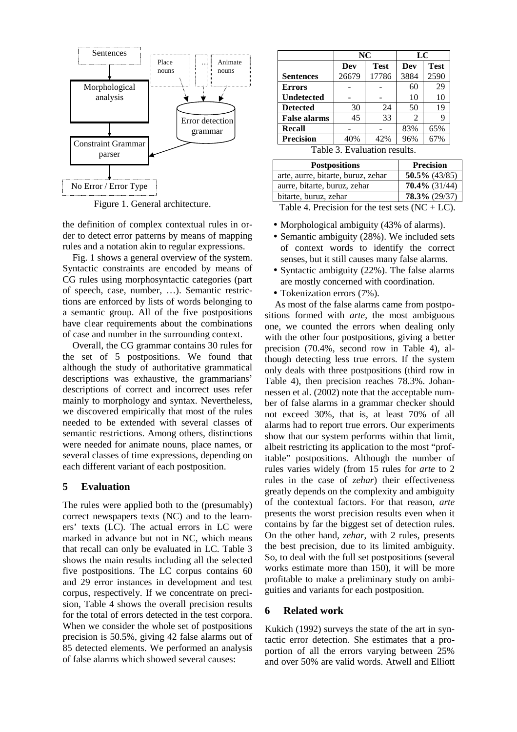Figure 1. General architecture.

the definition of complex contextual rules in order to detect error patterns by means of mapping rules and a notation akin to regular expressions.

Fig. 1 shows a general overview of the system. Syntactic constraints are encoded by means of CG rules using morphosyntactic categories (part of speech, case, number, …). Semantic restrictions are enforced by lists of words belonging to a semantic group. All of the five postpositions have clear requirements about the combinations of case and number in the surrounding context.

Overall, the CG grammar contains 30 rules for the set of 5 postpositions. We found that although the study of authoritative grammatical descriptions was exhaustive, the grammarians' descriptions of correct and incorrect uses refer mainly to morphology and syntax. Nevertheless, we discovered empirically that most of the rules needed to be extended with several classes of semantic restrictions. Among others, distinctions were needed for animate nouns, place names, or several classes of time expressions, depending on each different variant of each postposition.

## 5 Evaluation

The rules were applied both to the (presumably) correct newspapers texts (NC) and to the learners' texts (LC). The actual errors in LC were marked in advance but not in NC, which means that recall can only be evaluated in LC. Table 3 shows the main results including all the selected five postpositions. The LC corpus contains 60 and 29 error instances in development and test corpus, respectively. If we concentrate on precision, Table 4 shows the overall precision results for the total of errors detected in the test corpora. When we consider the whole set of postpositions precision is 50.5%, giving 42 false alarms out of 85 detected elements. We performed an analysis of false alarms which showed several causes:

| | NC | | LC | |
|---|---|---|---|---|
| | **Dev** | **Test** | **Dev** | **Test** |
| **Sentences** | 26679 | 17786 | 3884 | 2590 |
| **Errors** | - | - | 60 | 29 |
| **Undetected** | - | - | 10 | 10 |
| **Detected** | 30 | 24 | 50 | 19 |
| **False alarms** | 45 | 33 | 2 | 9 |
| **Recall** | - | - | 83% | 65% |
| **Precision** | 40% | 42% | 96% | 67% |

Table 3. Evaluation results.

| **Postpositions** | **Precision** |
|---|---|
| arte, aurre, bitarte, buruz, zehar | **50.5%** (43/85) |
| aurre, bitarte, buruz, zehar | **70.4%** (31/44) |
| bitarte, buruz, zehar | **78.3%** (29/37) |

Table 4. Precision for the test sets (NC + LC).

- Morphological ambiguity (43% of alarms).
- Semantic ambiguity (28%). We included sets of context words to identify the correct senses, but it still causes many false alarms.
- Syntactic ambiguity (22%). The false alarms are mostly concerned with coordination.
- Tokenization errors (7%).

As most of the false alarms came from postpositions formed with *arte*, the most ambiguous one, we counted the errors when dealing only with the other four postpositions, giving a better precision (70.4%, second row in Table 4), although detecting less true errors. If the system only deals with three postpositions (third row in Table 4), then precision reaches 78.3%. Johannessen et al. (2002) note that the acceptable number of false alarms in a grammar checker should not exceed 30%, that is, at least 70% of all alarms had to report true errors. Our experiments show that our system performs within that limit, albeit restricting its application to the most "profitable" postpositions. Although the number of rules varies widely (from 15 rules for *arte* to 2 rules in the case of *zehar*) their effectiveness greatly depends on the complexity and ambiguity of the contextual factors. For that reason, *arte* presents the worst precision results even when it contains by far the biggest set of detection rules. On the other hand, *zehar*, with 2 rules, presents the best precision, due to its limited ambiguity. So, to deal with the full set postpositions (several works estimate more than 150), it will be more profitable to make a preliminary study on ambiguities and variants for each postposition.

## 6 Related work

Kukich (1992) surveys the state of the art in syntactic error detection. She estimates that a proportion of all the errors varying between 25% and over 50% are valid words. Atwell and Elliott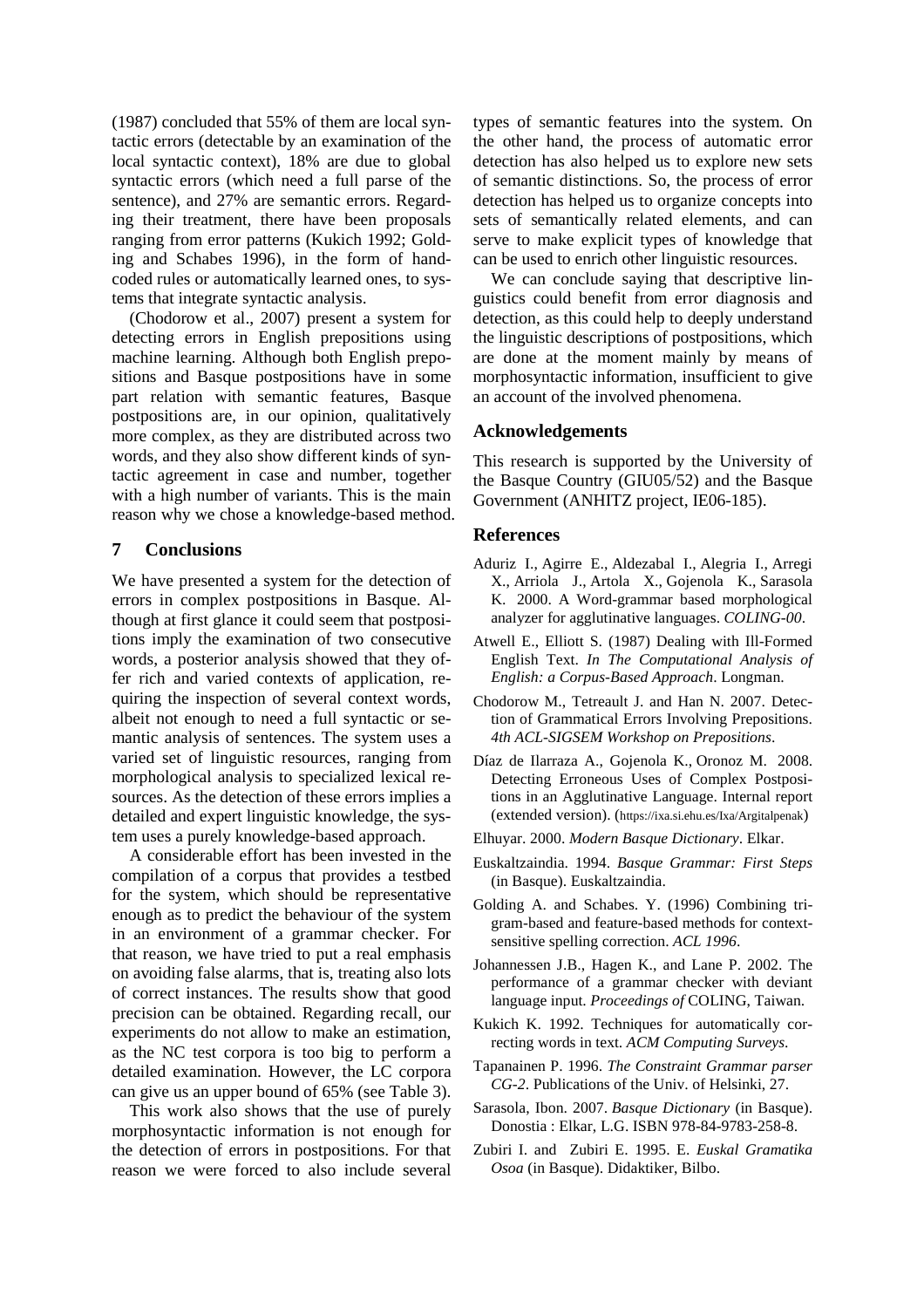(1987) concluded that 55% of them are local syntactic errors (detectable by an examination of the local syntactic context), 18% are due to global syntactic errors (which need a full parse of the sentence), and 27% are semantic errors. Regarding their treatment, there have been proposals ranging from error patterns (Kukich 1992; Golding and Schabes 1996), in the form of hand-coded rules or automatically learned ones, to systems that integrate syntactic analysis.

(Chodorow et al., 2007) present a system for detecting errors in English prepositions using machine learning. Although both English prepositions and Basque postpositions have in some part relation with semantic features, Basque postpositions are, in our opinion, qualitatively more complex, as they are distributed across two words, and they also show different kinds of syntactic agreement in case and number, together with a high number of variants. This is the main reason why we chose a knowledge-based method.

## 7 Conclusions

We have presented a system for the detection of errors in complex postpositions in Basque. Although at first glance it could seem that postpositions imply the examination of two consecutive words, a posterior analysis showed that they offer rich and varied contexts of application, requiring the inspection of several context words, albeit not enough to need a full syntactic or semantic analysis of sentences. The system uses a varied set of linguistic resources, ranging from morphological analysis to specialized lexical resources. As the detection of these errors implies a detailed and expert linguistic knowledge, the system uses a purely knowledge-based approach.

A considerable effort has been invested in the compilation of a corpus that provides a testbed for the system, which should be representative enough as to predict the behaviour of the system in an environment of a grammar checker. For that reason, we have tried to put a real emphasis on avoiding false alarms, that is, treating also lots of correct instances. The results show that good precision can be obtained. Regarding recall, our experiments do not allow to make an estimation, as the NC test corpora is too big to perform a detailed examination. However, the LC corpora can give us an upper bound of 65% (see Table 3).

This work also shows that the use of purely morphosyntactic information is not enough for the detection of errors in postpositions. For that reason we were forced to also include several types of semantic features into the system. On the other hand, the process of automatic error detection has also helped us to explore new sets of semantic distinctions. So, the process of error detection has helped us to organize concepts into sets of semantically related elements, and can serve to make explicit types of knowledge that can be used to enrich other linguistic resources.

We can conclude saying that descriptive linguistics could benefit from error diagnosis and detection, as this could help to deeply understand the linguistic descriptions of postpositions, which are done at the moment mainly by means of morphosyntactic information, insufficient to give an account of the involved phenomena.

## Acknowledgements

This research is supported by the University of the Basque Country (GIU05/52) and the Basque Government (ANHITZ project, IE06-185).

## References

Aduriz I., Agirre E., Aldezabal I., Alegria I., Arregi X., Arriola J., Artola X., Gojenola K., Sarasola K. 2000. A Word-grammar based morphological analyzer for agglutinative languages. *COLING-00*.

Atwell E., Elliott S. (1987) Dealing with Ill-Formed English Text. *In The Computational Analysis of English: a Corpus-Based Approach*. Longman.

Chodorow M., Tetreault J. and Han N. 2007. Detection of Grammatical Errors Involving Prepositions. *4th ACL-SIGSEM Workshop on Prepositions*.

Díaz de Ilarraza A., Gojenola K., Oronoz M. 2008. Detecting Erroneous Uses of Complex Postpositions in an Agglutinative Language. Internal report (extended version). (https://ixa.si.ehu.es/Ixa/Argitalpenak)

Elhuyar. 2000. *Modern Basque Dictionary*. Elkar.

Euskaltzaindia. 1994. *Basque Grammar: First Steps* (in Basque). Euskaltzaindia.

Golding A. and Schabes. Y. (1996) Combining trigram-based and feature-based methods for context-sensitive spelling correction. *ACL 1996*.

Johannessen J.B., Hagen K., and Lane P. 2002. The performance of a grammar checker with deviant language input. *Proceedings of* COLING, Taiwan.

Kukich K. 1992. Techniques for automatically correcting words in text. *ACM Computing Surveys*.

Tapanainen P. 1996. *The Constraint Grammar parser CG-2*. Publications of the Univ. of Helsinki, 27.

Sarasola, Ibon. 2007. *Basque Dictionary* (in Basque). Donostia : Elkar, L.G. ISBN 978-84-9783-258-8.

Zubiri I. and Zubiri E. 1995. E. *Euskal Gramatika Osoa* (in Basque). Didaktiker, Bilbo.